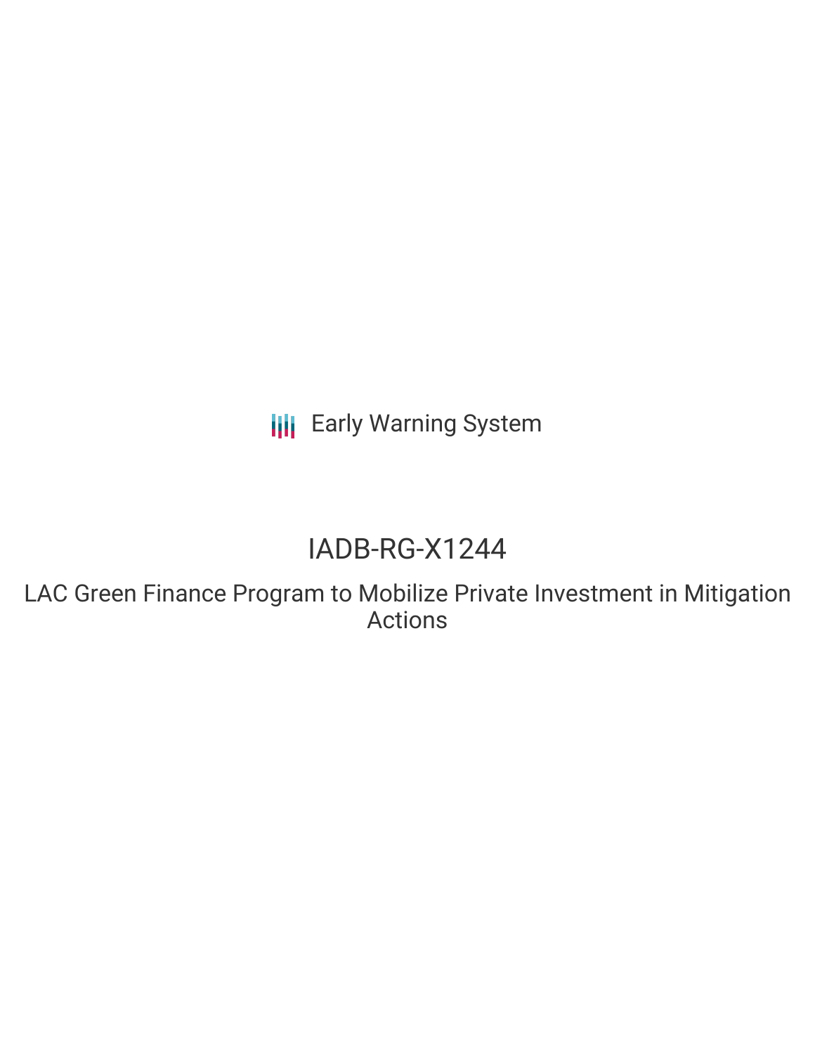Early Warning System

# IADB-RG-X1244

## LAC Green Finance Program to Mobilize Private Investment in Mitigation Actions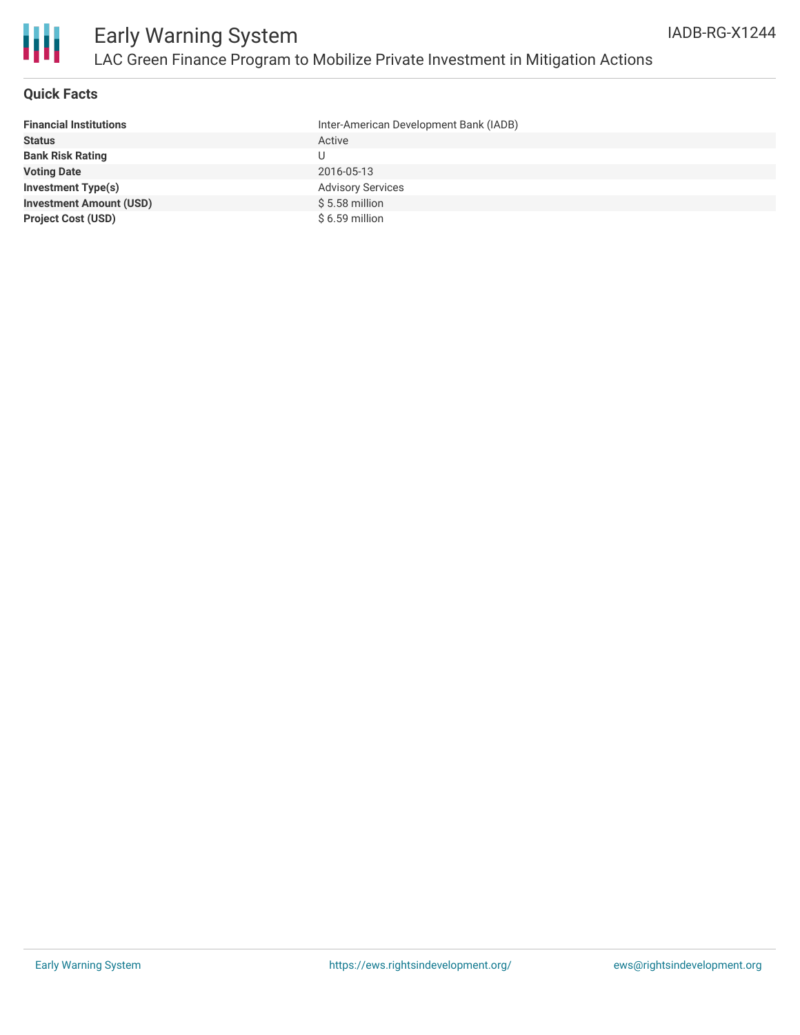# Early Warning System

## LAC Green Finance Program to Mobilize Private Investment in Mitigation Actions

IADB-RG-X1244

### Quick Facts

| | |
|---|---|
| **Financial Institutions** | Inter-American Development Bank (IADB) |
| **Status** | Active |
| **Bank Risk Rating** | U |
| **Voting Date** | 2016-05-13 |
| **Investment Type(s)** | Advisory Services |
| **Investment Amount (USD)** | $ 5.58 million |
| **Project Cost (USD)** | $ 6.59 million |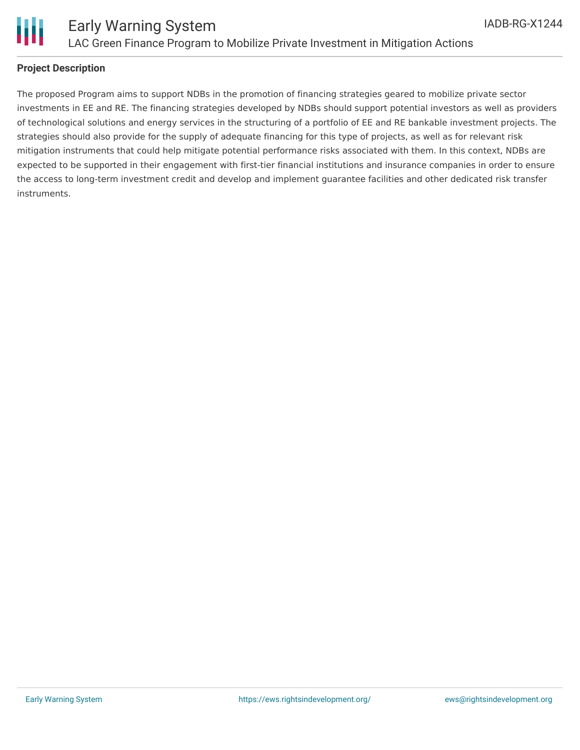## Project Description

The proposed Program aims to support NDBs in the promotion of financing strategies geared to mobilize private sector investments in EE and RE. The financing strategies developed by NDBs should support potential investors as well as providers of technological solutions and energy services in the structuring of a portfolio of EE and RE bankable investment projects. The strategies should also provide for the supply of adequate financing for this type of projects, as well as for relevant risk mitigation instruments that could help mitigate potential performance risks associated with them. In this context, NDBs are expected to be supported in their engagement with first-tier financial institutions and insurance companies in order to ensure the access to long-term investment credit and develop and implement guarantee facilities and other dedicated risk transfer instruments.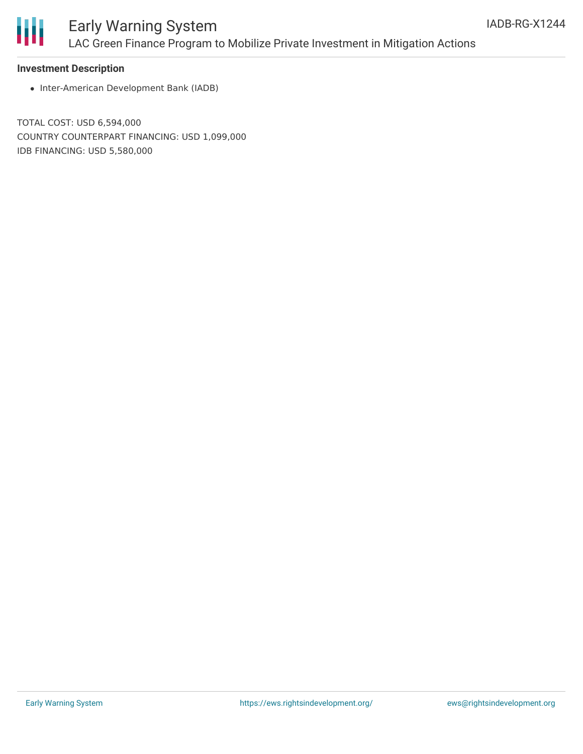**Investment Description**

- Inter-American Development Bank (IADB)

TOTAL COST: USD 6,594,000

COUNTRY COUNTERPART FINANCING: USD 1,099,000

IDB FINANCING: USD 5,580,000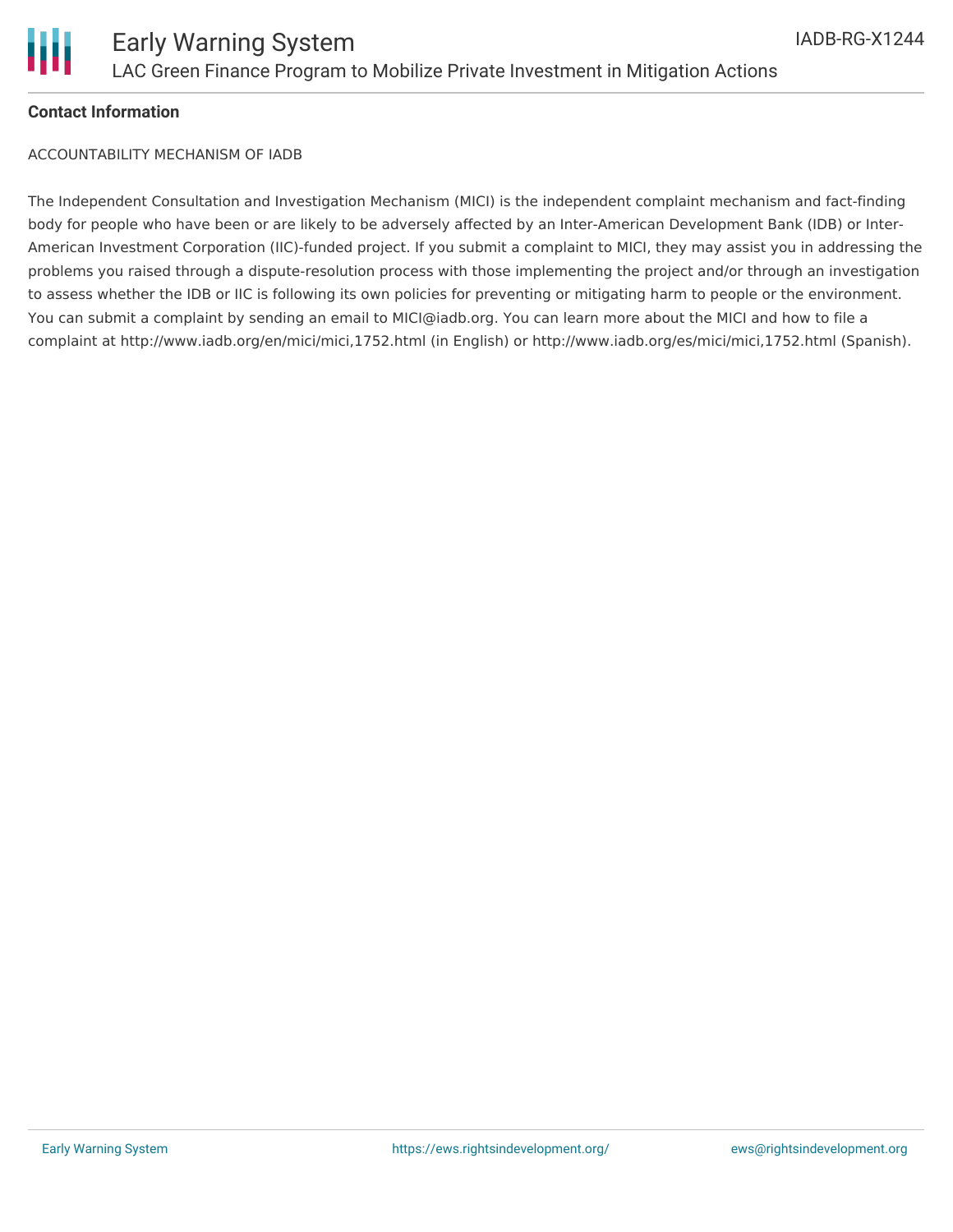**Contact Information**

ACCOUNTABILITY MECHANISM OF IADB

The Independent Consultation and Investigation Mechanism (MICI) is the independent complaint mechanism and fact-finding body for people who have been or are likely to be adversely affected by an Inter-American Development Bank (IDB) or Inter-American Investment Corporation (IIC)-funded project. If you submit a complaint to MICI, they may assist you in addressing the problems you raised through a dispute-resolution process with those implementing the project and/or through an investigation to assess whether the IDB or IIC is following its own policies for preventing or mitigating harm to people or the environment. You can submit a complaint by sending an email to MICI@iadb.org. You can learn more about the MICI and how to file a complaint at http://www.iadb.org/en/mici/mici,1752.html (in English) or http://www.iadb.org/es/mici/mici,1752.html (Spanish).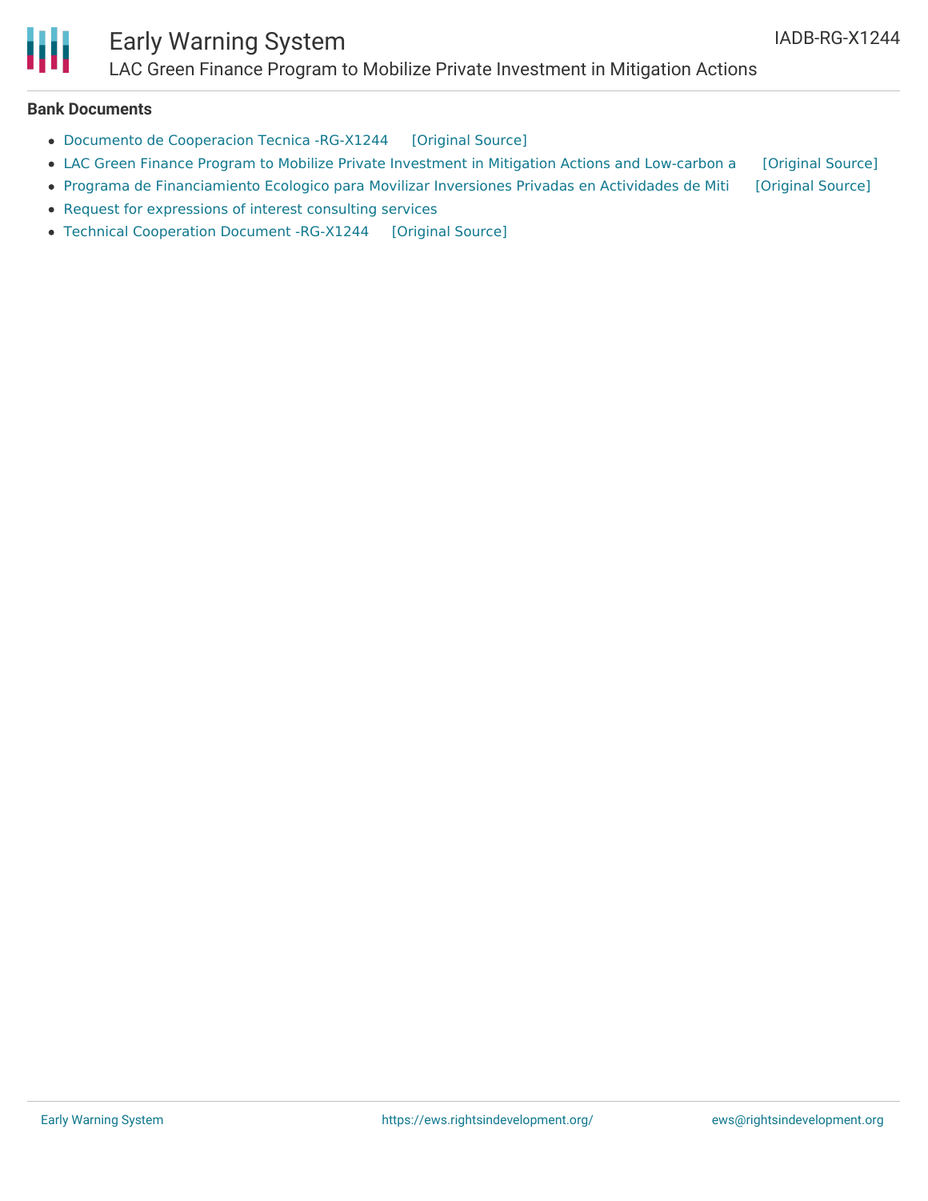**Bank Documents**

- Documento de Cooperacion Tecnica -RG-X1244 [Original Source]
- LAC Green Finance Program to Mobilize Private Investment in Mitigation Actions and Low-carbon a [Original Source]
- Programa de Financiamiento Ecologico para Movilizar Inversiones Privadas en Actividades de Miti [Original Source]
- Request for expressions of interest consulting services
- Technical Cooperation Document -RG-X1244 [Original Source]